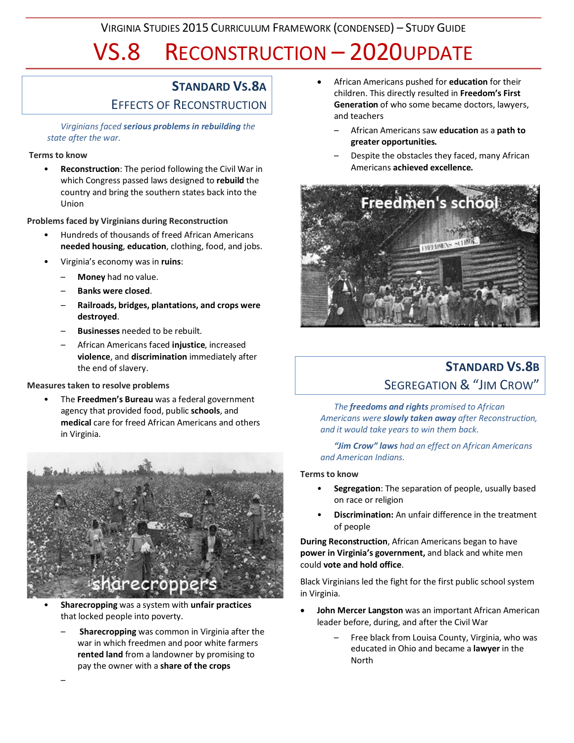# Virginia Studies 2015 Curriculum Framework (Condensed) – Study Guide

# VS.8 Reconstruction – 2020 Update

## Standard VS.8a

### Effects of Reconstruction

*Virginians faced **serious problems in rebuilding** the state after the war.*

**Terms to know**

- **Reconstruction**: The period following the Civil War in which Congress passed laws designed to **rebuild** the country and bring the southern states back into the Union

**Problems faced by Virginians during Reconstruction**

- Hundreds of thousands of freed African Americans **needed housing**, **education**, clothing, food, and jobs.
- Virginia's economy was in **ruins**:
  - **Money** had no value.
  - **Banks were closed**.
  - **Railroads, bridges, plantations, and crops were destroyed**.
  - **Businesses** needed to be rebuilt.
  - African Americans faced **injustice**, increased **violence**, and **discrimination** immediately after the end of slavery.

**Measures taken to resolve problems**

- The **Freedmen's Bureau** was a federal government agency that provided food, public **schools**, and **medical** care for freed African Americans and others in Virginia.

sharecroppers

- **Sharecropping** was a system with **unfair practices** that locked people into poverty.
  - **Sharecropping** was common in Virginia after the war in which freedmen and poor white farmers **rented land** from a landowner by promising to pay the owner with a **share of the crops**
  - 

- African Americans pushed for **education** for their children. This directly resulted in **Freedom's First Generation** of who some became doctors, lawyers, and teachers
  - African Americans saw **education** as a **path to greater opportunities.**
  - Despite the obstacles they faced, many African Americans **achieved excellence.**

Freedmen's school

## Standard VS.8b

### Segregation & "Jim Crow"

*The **freedoms and rights** promised to African Americans were **slowly taken away** after Reconstruction, and it would take years to win them back.*

***"Jim Crow" laws** had an effect on African Americans and American Indians.*

**Terms to know**

- **Segregation**: The separation of people, usually based on race or religion
- **Discrimination:** An unfair difference in the treatment of people

**During Reconstruction**, African Americans began to have **power in Virginia's government,** and black and white men could **vote and hold office**.

Black Virginians led the fight for the first public school system in Virginia.

- **John Mercer Langston** was an important African American leader before, during, and after the Civil War
  - Free black from Louisa County, Virginia, who was educated in Ohio and became a **lawyer** in the North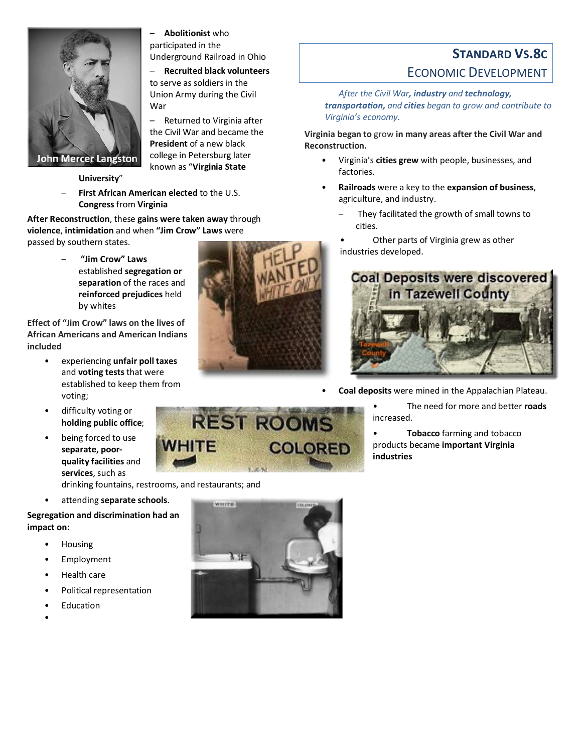– **Abolitionist** who participated in the Underground Railroad in Ohio

– **Recruited black volunteers** to serve as soldiers in the Union Army during the Civil War

– Returned to Virginia after the Civil War and became the **President** of a new black college in Petersburg later known as "**Virginia State University**"

– **First African American elected** to the U.S. **Congress** from **Virginia**

**After Reconstruction**, these **gains were taken away** through **violence**, **intimidation** and when **"Jim Crow" Laws** were passed by southern states.

– **"Jim Crow" Laws** established **segregation or separation** of the races and **reinforced prejudices** held by whites

**Effect of "Jim Crow" laws on the lives of African Americans and American Indians included**

- experiencing **unfair poll taxes** and **voting tests** that were established to keep them from voting;
- difficulty voting or **holding public office**;
- being forced to use **separate, poor-quality facilities** and **services**, such as drinking fountains, restrooms, and restaurants; and
- attending **separate schools**.

**Segregation and discrimination had an impact on:**

- Housing
- Employment
- Health care
- Political representation
- Education

## Standard VS.8c
## Economic Development

*After the Civil War, **industry** and **technology, transportation,** and **cities** began to grow and contribute to Virginia's economy.*

**Virginia began to** grow **in many areas after the Civil War and Reconstruction.**

- Virginia's **cities grew** with people, businesses, and factories.
- **Railroads** were a key to the **expansion of business**, agriculture, and industry.
  – They facilitated the growth of small towns to cities.
- Other parts of Virginia grew as other industries developed.

- **Coal deposits** were mined in the Appalachian Plateau.
  - The need for more and better **roads** increased.
  - **Tobacco** farming and tobacco products became **important Virginia industries**